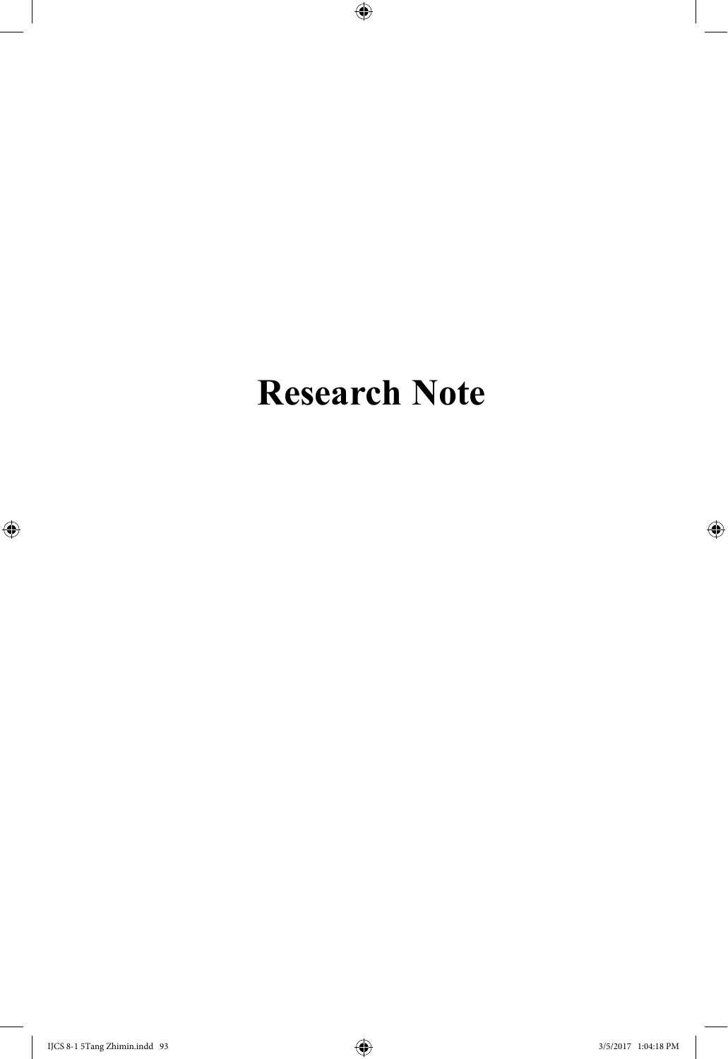# Research Note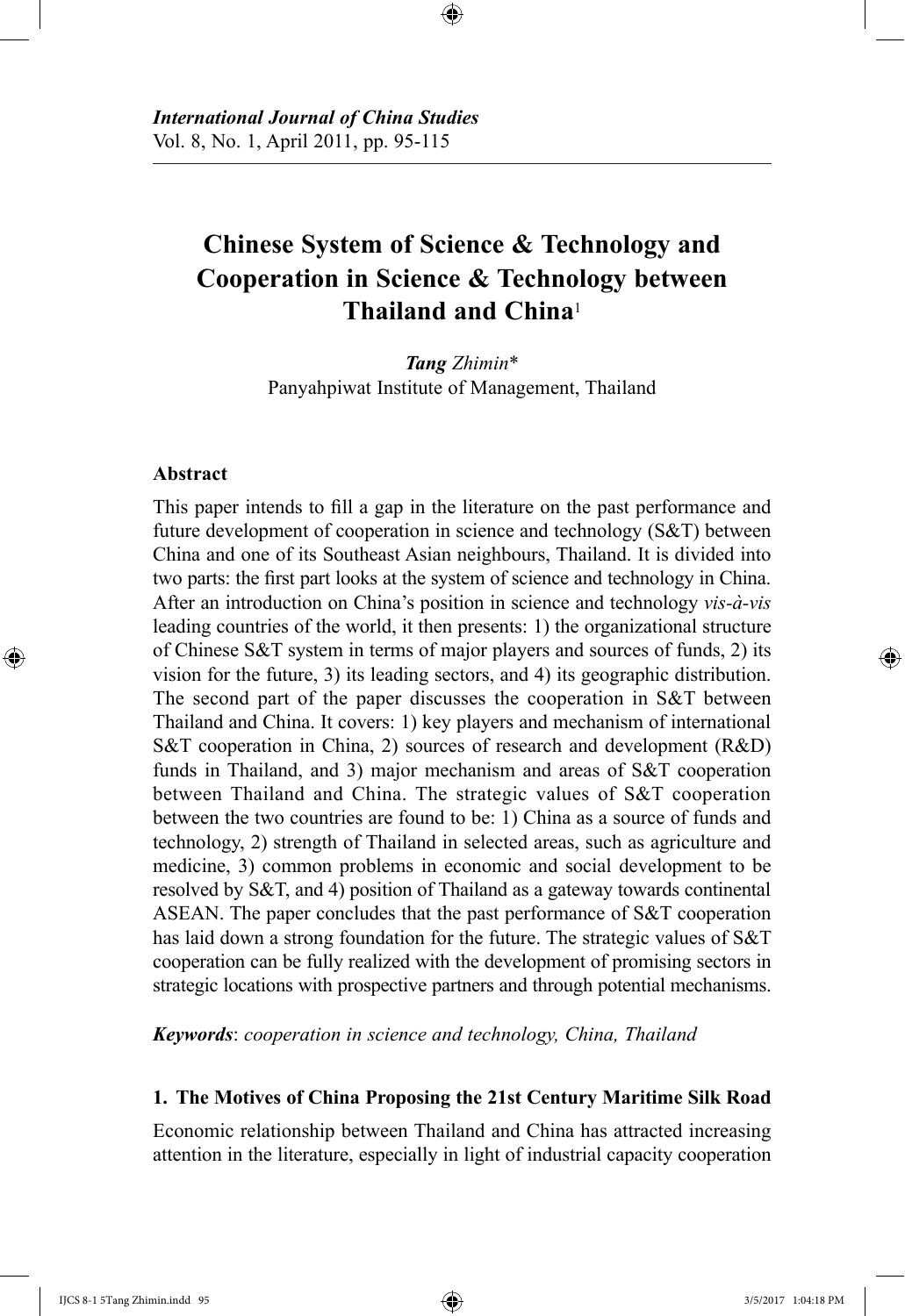*International Journal of China Studies*
Vol. 8, No. 1, April 2011, pp. 95-115

# Chinese System of Science & Technology and Cooperation in Science & Technology between Thailand and China[1]

***Tang** Zhimin\**
Panyahpiwat Institute of Management, Thailand

## Abstract

This paper intends to fill a gap in the literature on the past performance and future development of cooperation in science and technology (S&T) between China and one of its Southeast Asian neighbours, Thailand. It is divided into two parts: the first part looks at the system of science and technology in China. After an introduction on China's position in science and technology *vis-à-vis* leading countries of the world, it then presents: 1) the organizational structure of Chinese S&T system in terms of major players and sources of funds, 2) its vision for the future, 3) its leading sectors, and 4) its geographic distribution. The second part of the paper discusses the cooperation in S&T between Thailand and China. It covers: 1) key players and mechanism of international S&T cooperation in China, 2) sources of research and development (R&D) funds in Thailand, and 3) major mechanism and areas of S&T cooperation between Thailand and China. The strategic values of S&T cooperation between the two countries are found to be: 1) China as a source of funds and technology, 2) strength of Thailand in selected areas, such as agriculture and medicine, 3) common problems in economic and social development to be resolved by S&T, and 4) position of Thailand as a gateway towards continental ASEAN. The paper concludes that the past performance of S&T cooperation has laid down a strong foundation for the future. The strategic values of S&T cooperation can be fully realized with the development of promising sectors in strategic locations with prospective partners and through potential mechanisms.

***Keywords***: *cooperation in science and technology, China, Thailand*

## 1. The Motives of China Proposing the 21st Century Maritime Silk Road

Economic relationship between Thailand and China has attracted increasing attention in the literature, especially in light of industrial capacity cooperation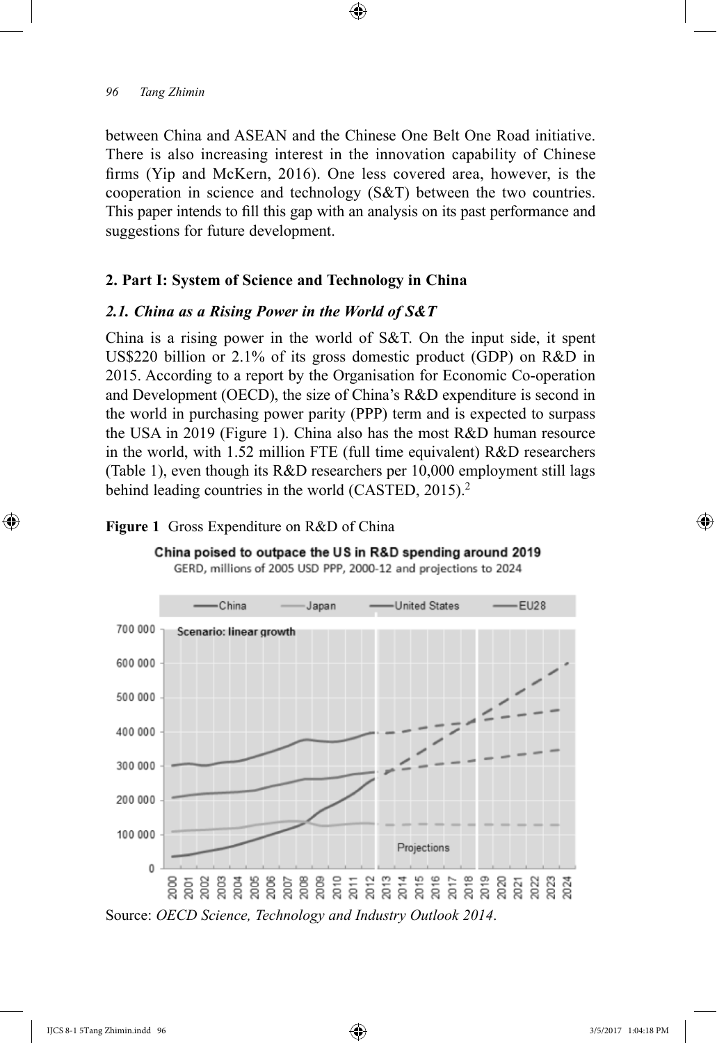between China and ASEAN and the Chinese One Belt One Road initiative. There is also increasing interest in the innovation capability of Chinese firms (Yip and McKern, 2016). One less covered area, however, is the cooperation in science and technology (S&T) between the two countries. This paper intends to fill this gap with an analysis on its past performance and suggestions for future development.

## 2. Part I: System of Science and Technology in China

### *2.1. China as a Rising Power in the World of S&T*

China is a rising power in the world of S&T. On the input side, it spent US$220 billion or 2.1% of its gross domestic product (GDP) on R&D in 2015. According to a report by the Organisation for Economic Co-operation and Development (OECD), the size of China's R&D expenditure is second in the world in purchasing power parity (PPP) term and is expected to surpass the USA in 2019 (Figure 1). China also has the most R&D human resource in the world, with 1.52 million FTE (full time equivalent) R&D researchers (Table 1), even though its R&D researchers per 10,000 employment still lags behind leading countries in the world (CASTED, 2015).[2]

**Figure 1** Gross Expenditure on R&D of China

Source: *OECD Science, Technology and Industry Outlook 2014*.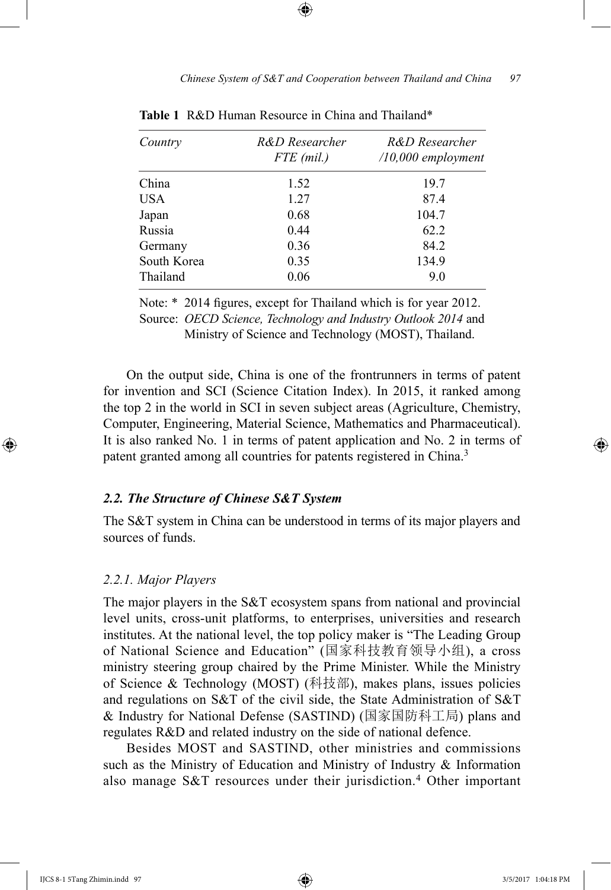**Table 1** R&D Human Resource in China and Thailand*

| *Country* | *R&D Researcher FTE (mil.)* | *R&D Researcher /10,000 employment* |
|---|---|---|
| China | 1.52 | 19.7 |
| USA | 1.27 | 87.4 |
| Japan | 0.68 | 104.7 |
| Russia | 0.44 | 62.2 |
| Germany | 0.36 | 84.2 |
| South Korea | 0.35 | 134.9 |
| Thailand | 0.06 | 9.0 |

Note: * 2014 figures, except for Thailand which is for year 2012.
Source: *OECD Science, Technology and Industry Outlook 2014* and Ministry of Science and Technology (MOST), Thailand.

On the output side, China is one of the frontrunners in terms of patent for invention and SCI (Science Citation Index). In 2015, it ranked among the top 2 in the world in SCI in seven subject areas (Agriculture, Chemistry, Computer, Engineering, Material Science, Mathematics and Pharmaceutical). It is also ranked No. 1 in terms of patent application and No. 2 in terms of patent granted among all countries for patents registered in China.[3]

### *2.2. The Structure of Chinese S&T System*

The S&T system in China can be understood in terms of its major players and sources of funds.

#### *2.2.1. Major Players*

The major players in the S&T ecosystem spans from national and provincial level units, cross-unit platforms, to enterprises, universities and research institutes. At the national level, the top policy maker is "The Leading Group of National Science and Education" (国家科技教育领导小组), a cross ministry steering group chaired by the Prime Minister. While the Ministry of Science & Technology (MOST) (科技部), makes plans, issues policies and regulations on S&T of the civil side, the State Administration of S&T & Industry for National Defense (SASTIND) (国家国防科工局) plans and regulates R&D and related industry on the side of national defence.

Besides MOST and SASTIND, other ministries and commissions such as the Ministry of Education and Ministry of Industry & Information also manage S&T resources under their jurisdiction.[4] Other important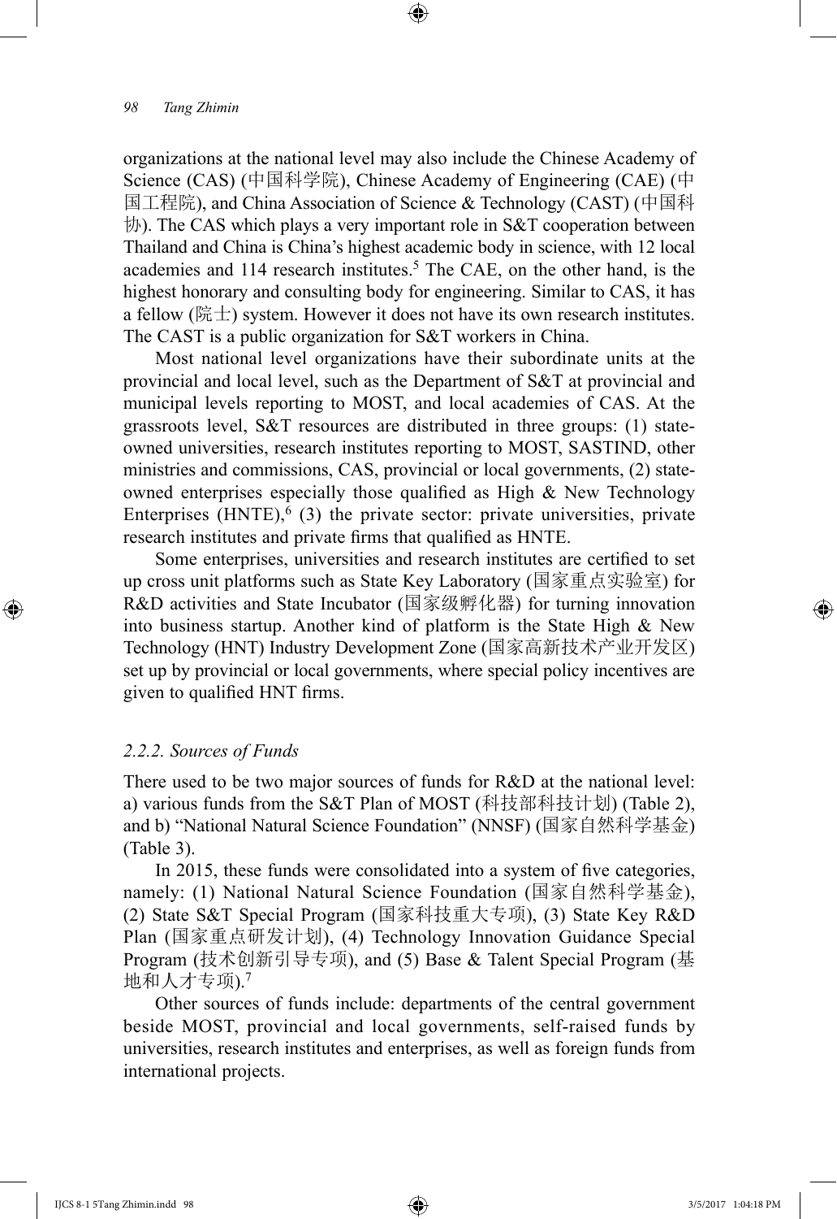organizations at the national level may also include the Chinese Academy of Science (CAS) (中国科学院), Chinese Academy of Engineering (CAE) (中国工程院), and China Association of Science & Technology (CAST) (中国科协). The CAS which plays a very important role in S&T cooperation between Thailand and China is China's highest academic body in science, with 12 local academies and 114 research institutes.[5] The CAE, on the other hand, is the highest honorary and consulting body for engineering. Similar to CAS, it has a fellow (院士) system. However it does not have its own research institutes. The CAST is a public organization for S&T workers in China.

Most national level organizations have their subordinate units at the provincial and local level, such as the Department of S&T at provincial and municipal levels reporting to MOST, and local academies of CAS. At the grassroots level, S&T resources are distributed in three groups: (1) state-owned universities, research institutes reporting to MOST, SASTIND, other ministries and commissions, CAS, provincial or local governments, (2) state-owned enterprises especially those qualified as High & New Technology Enterprises (HNTE),[6] (3) the private sector: private universities, private research institutes and private firms that qualified as HNTE.

Some enterprises, universities and research institutes are certified to set up cross unit platforms such as State Key Laboratory (国家重点实验室) for R&D activities and State Incubator (国家级孵化器) for turning innovation into business startup. Another kind of platform is the State High & New Technology (HNT) Industry Development Zone (国家高新技术产业开发区) set up by provincial or local governments, where special policy incentives are given to qualified HNT firms.

### *2.2.2. Sources of Funds*

There used to be two major sources of funds for R&D at the national level: a) various funds from the S&T Plan of MOST (科技部科技计划) (Table 2), and b) "National Natural Science Foundation" (NNSF) (国家自然科学基金) (Table 3).

In 2015, these funds were consolidated into a system of five categories, namely: (1) National Natural Science Foundation (国家自然科学基金), (2) State S&T Special Program (国家科技重大专项), (3) State Key R&D Plan (国家重点研发计划), (4) Technology Innovation Guidance Special Program (技术创新引导专项), and (5) Base & Talent Special Program (基地和人才专项).[7]

Other sources of funds include: departments of the central government beside MOST, provincial and local governments, self-raised funds by universities, research institutes and enterprises, as well as foreign funds from international projects.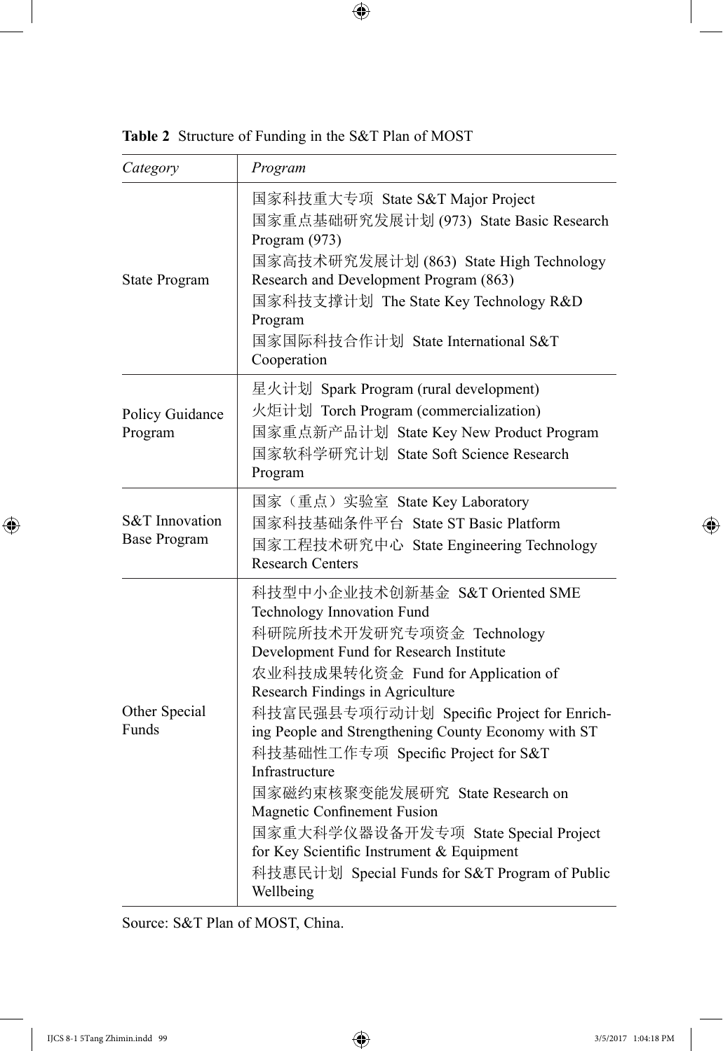**Table 2** Structure of Funding in the S&T Plan of MOST

| *Category* | *Program* |
|---|---|
| State Program | 国家科技重大专项 State S&T Major Project<br>国家重点基础研究发展计划 (973) State Basic Research Program (973)<br>国家高技术研究发展计划 (863) State High Technology Research and Development Program (863)<br>国家科技支撑计划 The State Key Technology R&D Program<br>国家国际科技合作计划 State International S&T Cooperation |
| Policy Guidance Program | 星火计划 Spark Program (rural development)<br>火炬计划 Torch Program (commercialization)<br>国家重点新产品计划 State Key New Product Program<br>国家软科学研究计划 State Soft Science Research Program |
| S&T Innovation Base Program | 国家（重点）实验室 State Key Laboratory<br>国家科技基础条件平台 State ST Basic Platform<br>国家工程技术研究中心 State Engineering Technology Research Centers |
| Other Special Funds | 科技型中小企业技术创新基金 S&T Oriented SME Technology Innovation Fund<br>科研院所技术开发研究专项资金 Technology Development Fund for Research Institute<br>农业科技成果转化资金 Fund for Application of Research Findings in Agriculture<br>科技富民强县专项行动计划 Specific Project for Enriching People and Strengthening County Economy with ST<br>科技基础性工作专项 Specific Project for S&T Infrastructure<br>国家磁约束核聚变能发展研究 State Research on Magnetic Confinement Fusion<br>国家重大科学仪器设备开发专项 State Special Project for Key Scientific Instrument & Equipment<br>科技惠民计划 Special Funds for S&T Program of Public Wellbeing |

Source: S&T Plan of MOST, China.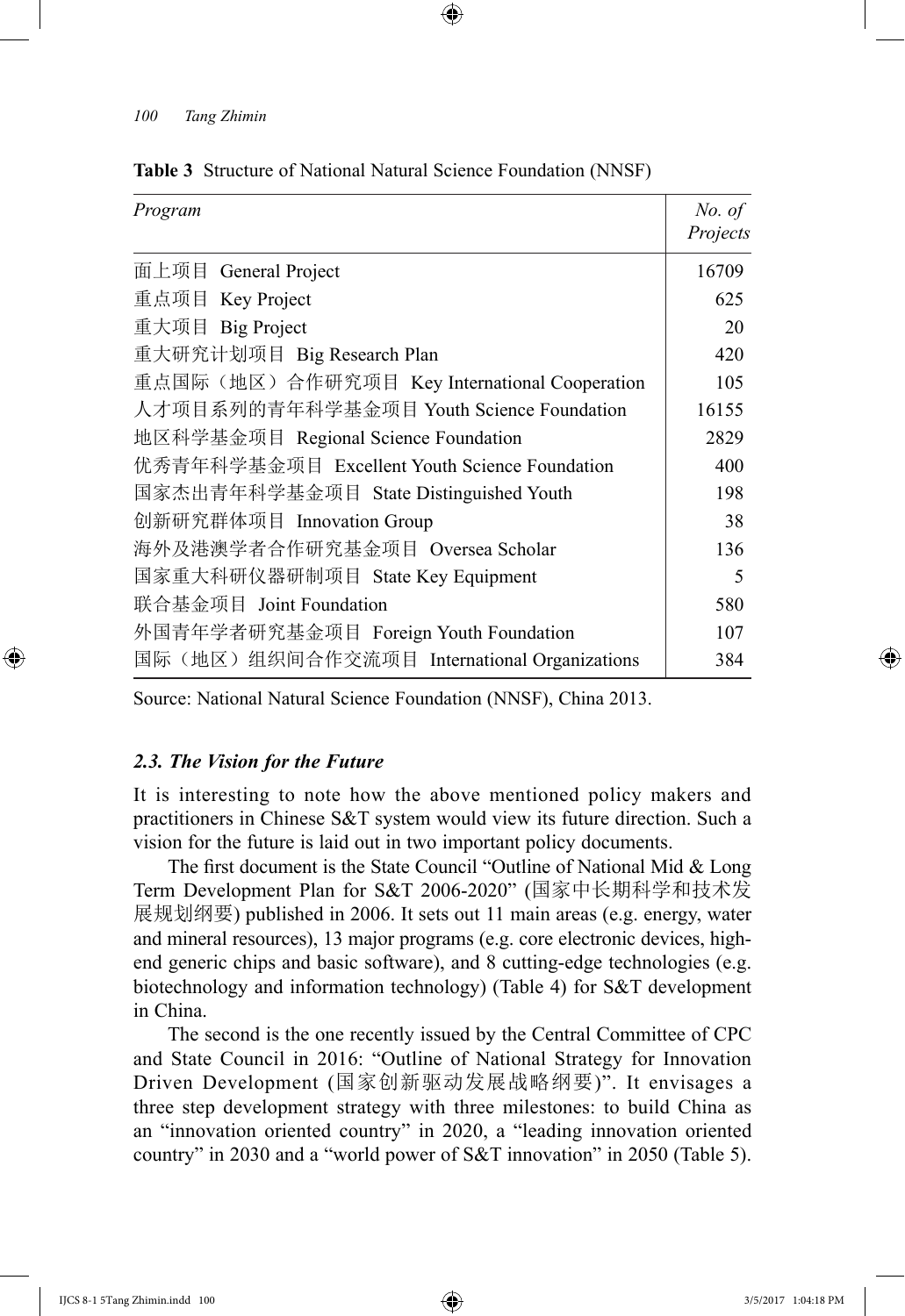**Table 3** Structure of National Natural Science Foundation (NNSF)

| *Program* | *No. of Projects* |
|---|---|
| 面上项目 General Project | 16709 |
| 重点项目 Key Project | 625 |
| 重大项目 Big Project | 20 |
| 重大研究计划项目 Big Research Plan | 420 |
| 重点国际（地区）合作研究项目 Key International Cooperation | 105 |
| 人才项目系列的青年科学基金项目 Youth Science Foundation | 16155 |
| 地区科学基金项目 Regional Science Foundation | 2829 |
| 优秀青年科学基金项目 Excellent Youth Science Foundation | 400 |
| 国家杰出青年科学基金项目 State Distinguished Youth | 198 |
| 创新研究群体项目 Innovation Group | 38 |
| 海外及港澳学者合作研究基金项目 Oversea Scholar | 136 |
| 国家重大科研仪器研制项目 State Key Equipment | 5 |
| 联合基金项目 Joint Foundation | 580 |
| 外国青年学者研究基金项目 Foreign Youth Foundation | 107 |
| 国际（地区）组织间合作交流项目 International Organizations | 384 |

Source: National Natural Science Foundation (NNSF), China 2013.

### *2.3. The Vision for the Future*

It is interesting to note how the above mentioned policy makers and practitioners in Chinese S&T system would view its future direction. Such a vision for the future is laid out in two important policy documents.

The first document is the State Council "Outline of National Mid & Long Term Development Plan for S&T 2006-2020" (国家中长期科学和技术发展规划纲要) published in 2006. It sets out 11 main areas (e.g. energy, water and mineral resources), 13 major programs (e.g. core electronic devices, high-end generic chips and basic software), and 8 cutting-edge technologies (e.g. biotechnology and information technology) (Table 4) for S&T development in China.

The second is the one recently issued by the Central Committee of CPC and State Council in 2016: "Outline of National Strategy for Innovation Driven Development (国家创新驱动发展战略纲要)". It envisages a three step development strategy with three milestones: to build China as an "innovation oriented country" in 2020, a "leading innovation oriented country" in 2030 and a "world power of S&T innovation" in 2050 (Table 5).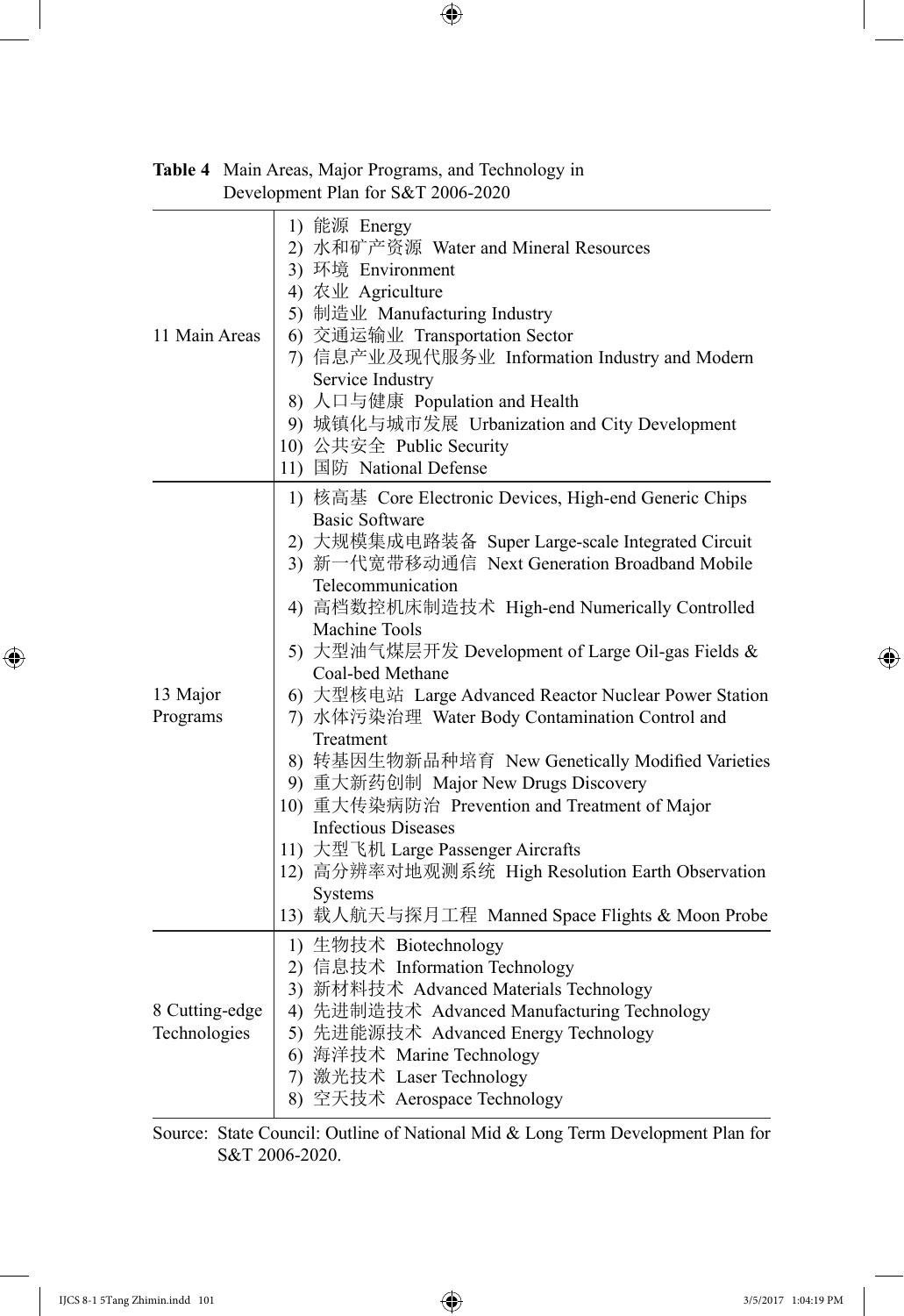**Table 4** Main Areas, Major Programs, and Technology in Development Plan for S&T 2006-2020

| | |
|---|---|
| 11 Main Areas | 1) 能源 Energy<br>2) 水和矿产资源 Water and Mineral Resources<br>3) 环境 Environment<br>4) 农业 Agriculture<br>5) 制造业 Manufacturing Industry<br>6) 交通运输业 Transportation Sector<br>7) 信息产业及现代服务业 Information Industry and Modern Service Industry<br>8) 人口与健康 Population and Health<br>9) 城镇化与城市发展 Urbanization and City Development<br>10) 公共安全 Public Security<br>11) 国防 National Defense |
| 13 Major Programs | 1) 核高基 Core Electronic Devices, High-end Generic Chips Basic Software<br>2) 大规模集成电路装备 Super Large-scale Integrated Circuit<br>3) 新一代宽带移动通信 Next Generation Broadband Mobile Telecommunication<br>4) 高档数控机床制造技术 High-end Numerically Controlled Machine Tools<br>5) 大型油气煤层开发 Development of Large Oil-gas Fields & Coal-bed Methane<br>6) 大型核电站 Large Advanced Reactor Nuclear Power Station<br>7) 水体污染治理 Water Body Contamination Control and Treatment<br>8) 转基因生物新品种培育 New Genetically Modified Varieties<br>9) 重大新药创制 Major New Drugs Discovery<br>10) 重大传染病防治 Prevention and Treatment of Major Infectious Diseases<br>11) 大型飞机 Large Passenger Aircrafts<br>12) 高分辨率对地观测系统 High Resolution Earth Observation Systems<br>13) 载人航天与探月工程 Manned Space Flights & Moon Probe |
| 8 Cutting-edge Technologies | 1) 生物技术 Biotechnology<br>2) 信息技术 Information Technology<br>3) 新材料技术 Advanced Materials Technology<br>4) 先进制造技术 Advanced Manufacturing Technology<br>5) 先进能源技术 Advanced Energy Technology<br>6) 海洋技术 Marine Technology<br>7) 激光技术 Laser Technology<br>8) 空天技术 Aerospace Technology |

Source: State Council: Outline of National Mid & Long Term Development Plan for S&T 2006-2020.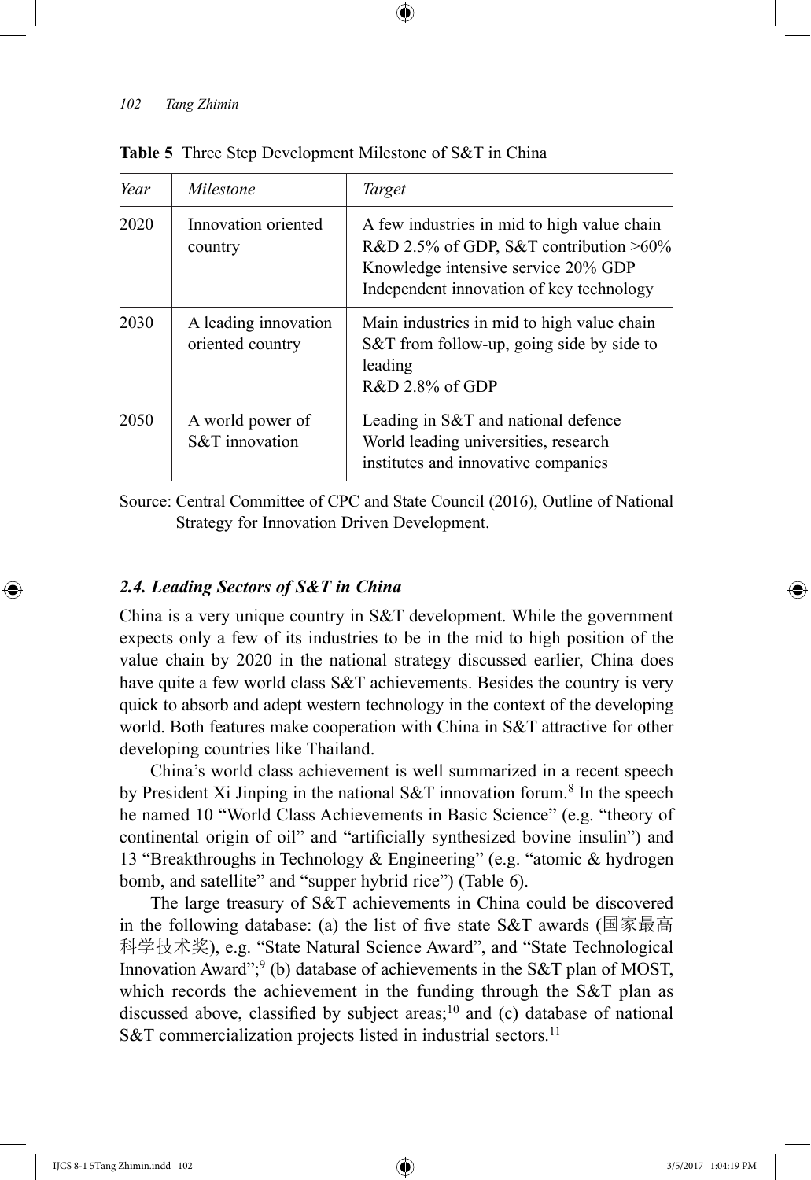**Table 5** Three Step Development Milestone of S&T in China

| *Year* | *Milestone* | *Target* |
|---|---|---|
| 2020 | Innovation oriented country | A few industries in mid to high value chain<br>R&D 2.5% of GDP, S&T contribution >60%<br>Knowledge intensive service 20% GDP<br>Independent innovation of key technology |
| 2030 | A leading innovation oriented country | Main industries in mid to high value chain<br>S&T from follow-up, going side by side to leading<br>R&D 2.8% of GDP |
| 2050 | A world power of S&T innovation | Leading in S&T and national defence<br>World leading universities, research institutes and innovative companies |

Source: Central Committee of CPC and State Council (2016), Outline of National Strategy for Innovation Driven Development.

### *2.4. Leading Sectors of S&T in China*

China is a very unique country in S&T development. While the government expects only a few of its industries to be in the mid to high position of the value chain by 2020 in the national strategy discussed earlier, China does have quite a few world class S&T achievements. Besides the country is very quick to absorb and adept western technology in the context of the developing world. Both features make cooperation with China in S&T attractive for other developing countries like Thailand.

China's world class achievement is well summarized in a recent speech by President Xi Jinping in the national S&T innovation forum.[8] In the speech he named 10 "World Class Achievements in Basic Science" (e.g. "theory of continental origin of oil" and "artificially synthesized bovine insulin") and 13 "Breakthroughs in Technology & Engineering" (e.g. "atomic & hydrogen bomb, and satellite" and "supper hybrid rice") (Table 6).

The large treasury of S&T achievements in China could be discovered in the following database: (a) the list of five state S&T awards (国家最高科学技术奖), e.g. "State Natural Science Award", and "State Technological Innovation Award";[9] (b) database of achievements in the S&T plan of MOST, which records the achievement in the funding through the S&T plan as discussed above, classified by subject areas;[10] and (c) database of national S&T commercialization projects listed in industrial sectors.[11]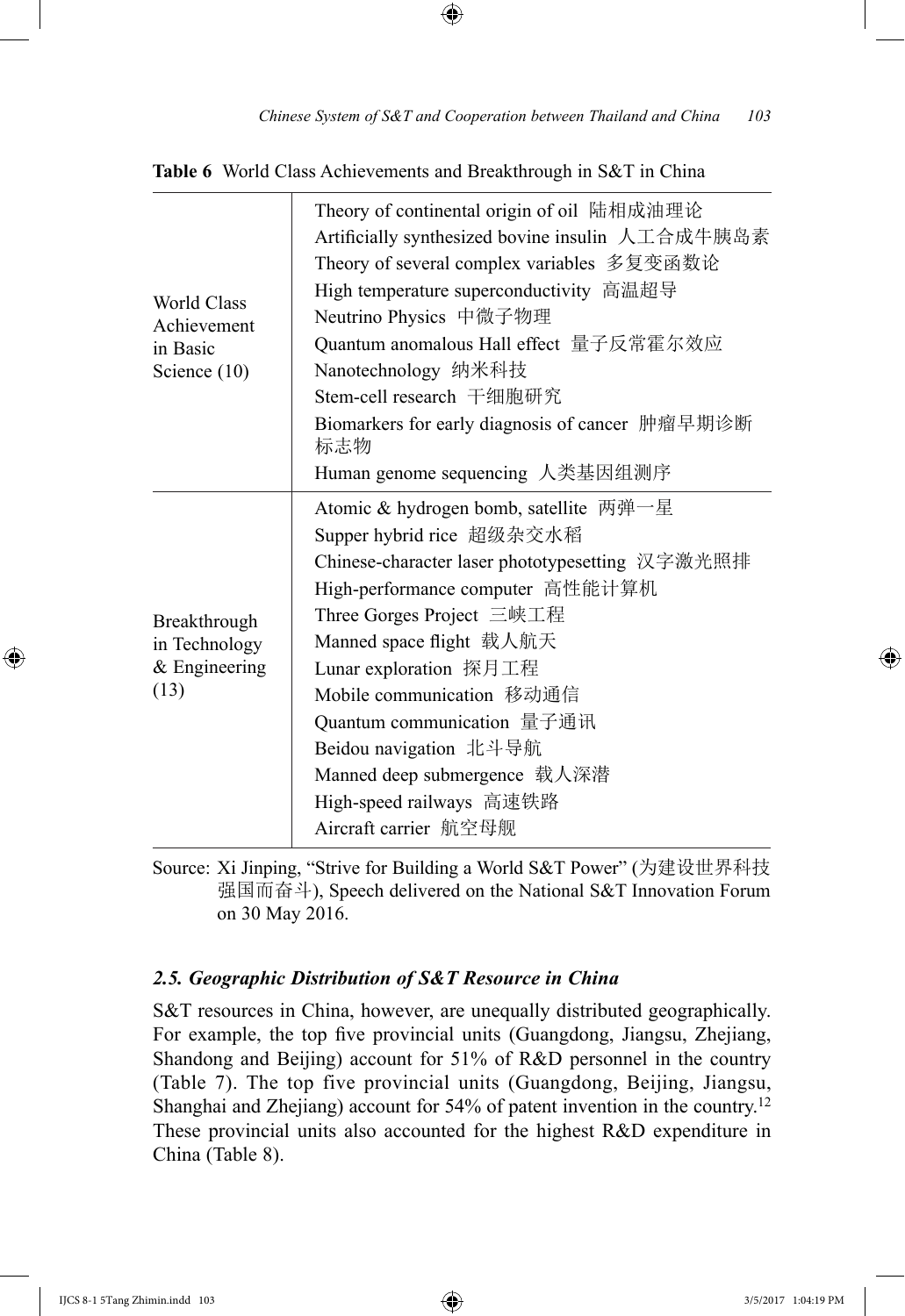**Table 6** World Class Achievements and Breakthrough in S&T in China

| | |
|---|---|
| World Class Achievement in Basic Science (10) | Theory of continental origin of oil 陆相成油理论<br>Artificially synthesized bovine insulin 人工合成牛胰岛素<br>Theory of several complex variables 多复变函数论<br>High temperature superconductivity 高温超导<br>Neutrino Physics 中微子物理<br>Quantum anomalous Hall effect 量子反常霍尔效应<br>Nanotechnology 纳米科技<br>Stem-cell research 干细胞研究<br>Biomarkers for early diagnosis of cancer 肿瘤早期诊断标志物<br>Human genome sequencing 人类基因组测序 |
| Breakthrough in Technology & Engineering (13) | Atomic & hydrogen bomb, satellite 两弹一星<br>Supper hybrid rice 超级杂交水稻<br>Chinese-character laser phototypesetting 汉字激光照排<br>High-performance computer 高性能计算机<br>Three Gorges Project 三峡工程<br>Manned space flight 载人航天<br>Lunar exploration 探月工程<br>Mobile communication 移动通信<br>Quantum communication 量子通讯<br>Beidou navigation 北斗导航<br>Manned deep submergence 载人深潜<br>High-speed railways 高速铁路<br>Aircraft carrier 航空母舰 |

Source: Xi Jinping, "Strive for Building a World S&T Power" (为建设世界科技强国而奋斗), Speech delivered on the National S&T Innovation Forum on 30 May 2016.

### *2.5. Geographic Distribution of S&T Resource in China*

S&T resources in China, however, are unequally distributed geographically. For example, the top five provincial units (Guangdong, Jiangsu, Zhejiang, Shandong and Beijing) account for 51% of R&D personnel in the country (Table 7). The top five provincial units (Guangdong, Beijing, Jiangsu, Shanghai and Zhejiang) account for 54% of patent invention in the country.[12] These provincial units also accounted for the highest R&D expenditure in China (Table 8).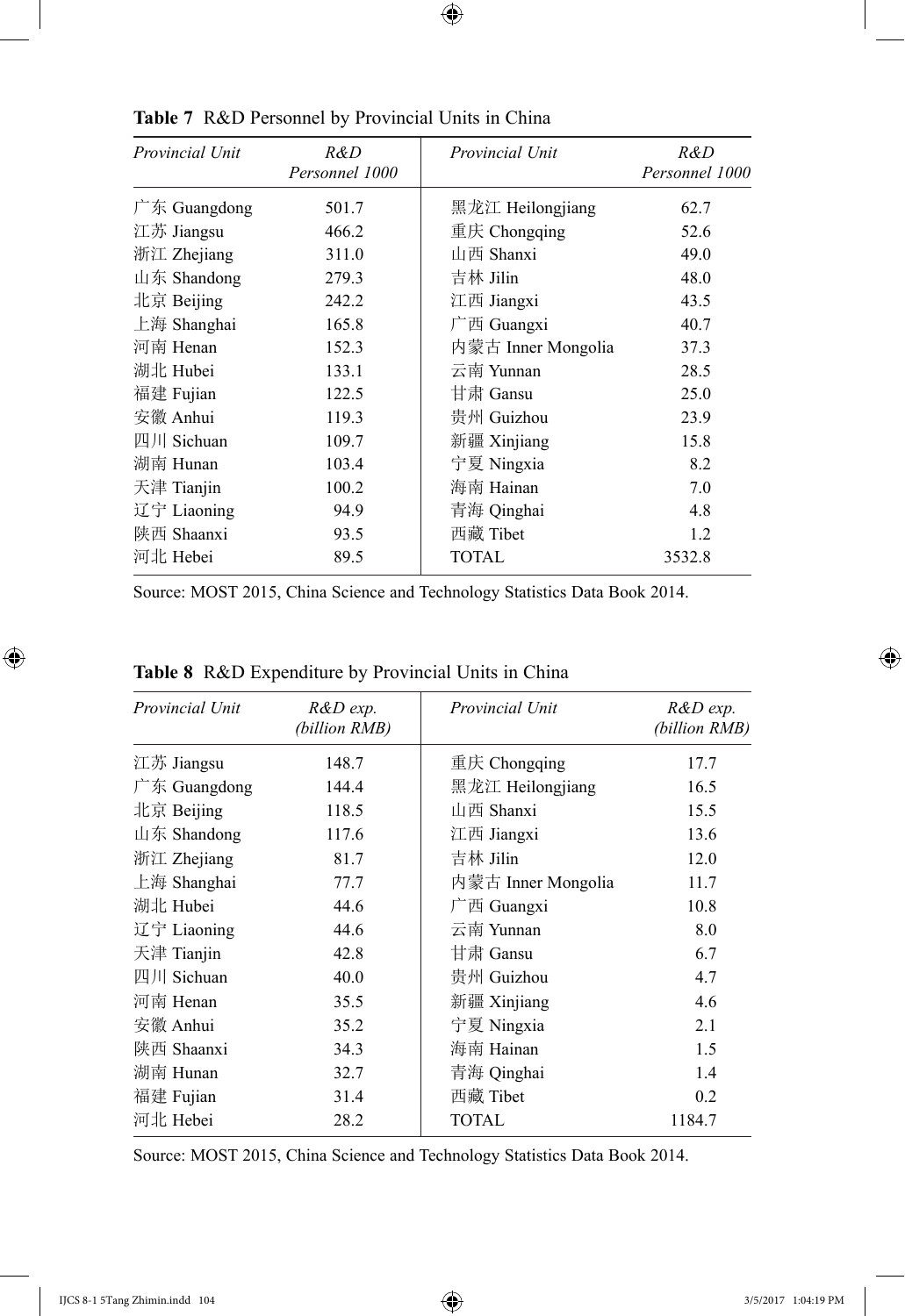**Table 7** R&D Personnel by Provincial Units in China

| *Provincial Unit* | *R&D Personnel 1000* | *Provincial Unit* | *R&D Personnel 1000* |
|---|---|---|---|
| 广东 Guangdong | 501.7 | 黑龙江 Heilongjiang | 62.7 |
| 江苏 Jiangsu | 466.2 | 重庆 Chongqing | 52.6 |
| 浙江 Zhejiang | 311.0 | 山西 Shanxi | 49.0 |
| 山东 Shandong | 279.3 | 吉林 Jilin | 48.0 |
| 北京 Beijing | 242.2 | 江西 Jiangxi | 43.5 |
| 上海 Shanghai | 165.8 | 广西 Guangxi | 40.7 |
| 河南 Henan | 152.3 | 内蒙古 Inner Mongolia | 37.3 |
| 湖北 Hubei | 133.1 | 云南 Yunnan | 28.5 |
| 福建 Fujian | 122.5 | 甘肃 Gansu | 25.0 |
| 安徽 Anhui | 119.3 | 贵州 Guizhou | 23.9 |
| 四川 Sichuan | 109.7 | 新疆 Xinjiang | 15.8 |
| 湖南 Hunan | 103.4 | 宁夏 Ningxia | 8.2 |
| 天津 Tianjin | 100.2 | 海南 Hainan | 7.0 |
| 辽宁 Liaoning | 94.9 | 青海 Qinghai | 4.8 |
| 陕西 Shaanxi | 93.5 | 西藏 Tibet | 1.2 |
| 河北 Hebei | 89.5 | TOTAL | 3532.8 |

Source: MOST 2015, China Science and Technology Statistics Data Book 2014.

**Table 8** R&D Expenditure by Provincial Units in China

| *Provincial Unit* | *R&D exp. (billion RMB)* | *Provincial Unit* | *R&D exp. (billion RMB)* |
|---|---|---|---|
| 江苏 Jiangsu | 148.7 | 重庆 Chongqing | 17.7 |
| 广东 Guangdong | 144.4 | 黑龙江 Heilongjiang | 16.5 |
| 北京 Beijing | 118.5 | 山西 Shanxi | 15.5 |
| 山东 Shandong | 117.6 | 江西 Jiangxi | 13.6 |
| 浙江 Zhejiang | 81.7 | 吉林 Jilin | 12.0 |
| 上海 Shanghai | 77.7 | 内蒙古 Inner Mongolia | 11.7 |
| 湖北 Hubei | 44.6 | 广西 Guangxi | 10.8 |
| 辽宁 Liaoning | 44.6 | 云南 Yunnan | 8.0 |
| 天津 Tianjin | 42.8 | 甘肃 Gansu | 6.7 |
| 四川 Sichuan | 40.0 | 贵州 Guizhou | 4.7 |
| 河南 Henan | 35.5 | 新疆 Xinjiang | 4.6 |
| 安徽 Anhui | 35.2 | 宁夏 Ningxia | 2.1 |
| 陕西 Shaanxi | 34.3 | 海南 Hainan | 1.5 |
| 湖南 Hunan | 32.7 | 青海 Qinghai | 1.4 |
| 福建 Fujian | 31.4 | 西藏 Tibet | 0.2 |
| 河北 Hebei | 28.2 | TOTAL | 1184.7 |

Source: MOST 2015, China Science and Technology Statistics Data Book 2014.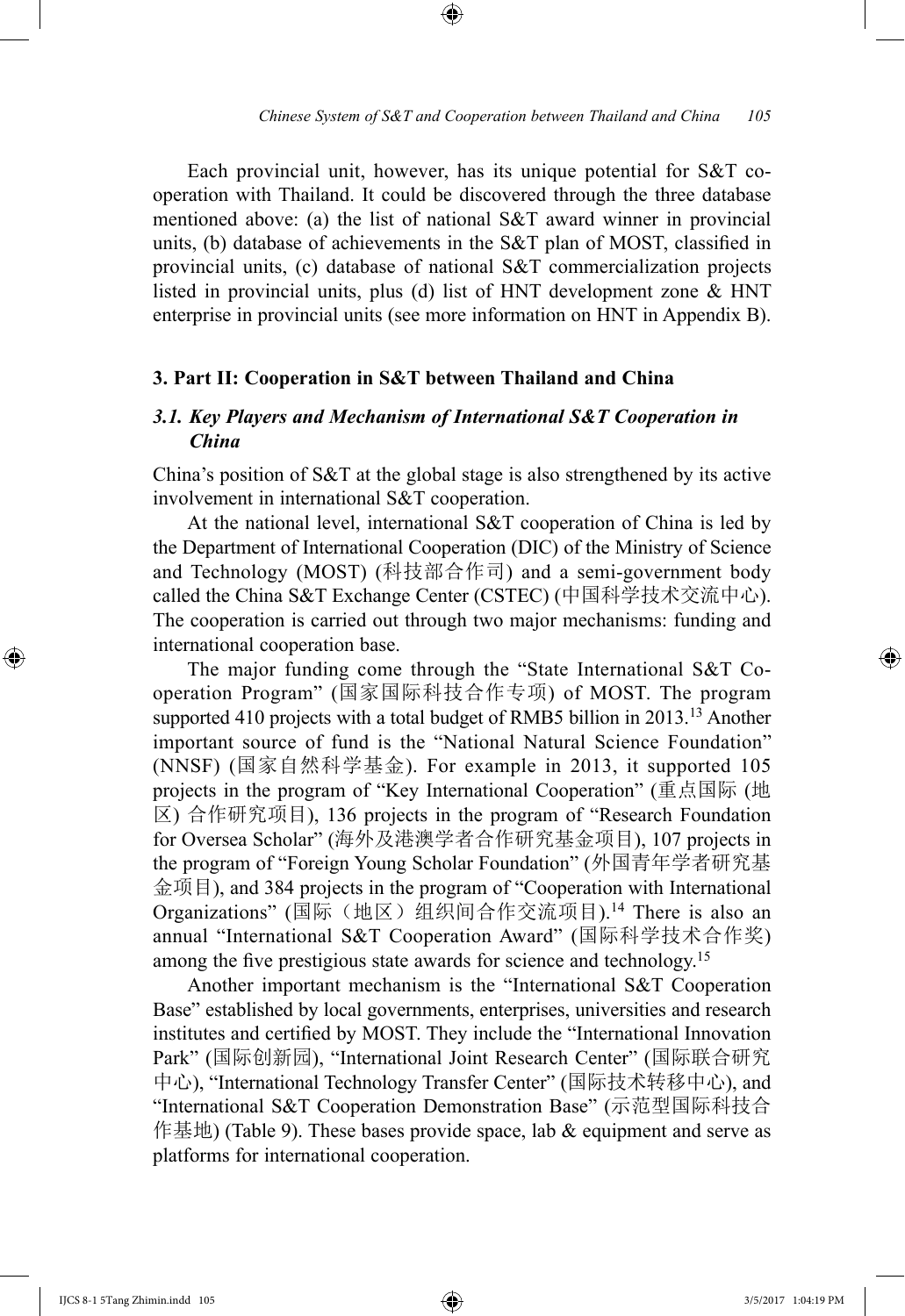Each provincial unit, however, has its unique potential for S&T cooperation with Thailand. It could be discovered through the three database mentioned above: (a) the list of national S&T award winner in provincial units, (b) database of achievements in the S&T plan of MOST, classified in provincial units, (c) database of national S&T commercialization projects listed in provincial units, plus (d) list of HNT development zone & HNT enterprise in provincial units (see more information on HNT in Appendix B).

## 3. Part II: Cooperation in S&T between Thailand and China

### *3.1. Key Players and Mechanism of International S&T Cooperation in China*

China's position of S&T at the global stage is also strengthened by its active involvement in international S&T cooperation.

At the national level, international S&T cooperation of China is led by the Department of International Cooperation (DIC) of the Ministry of Science and Technology (MOST) (科技部合作司) and a semi-government body called the China S&T Exchange Center (CSTEC) (中国科学技术交流中心). The cooperation is carried out through two major mechanisms: funding and international cooperation base.

The major funding come through the "State International S&T Cooperation Program" (国家国际科技合作专项) of MOST. The program supported 410 projects with a total budget of RMB5 billion in 2013.[13] Another important source of fund is the "National Natural Science Foundation" (NNSF) (国家自然科学基金). For example in 2013, it supported 105 projects in the program of "Key International Cooperation" (重点国际 (地区) 合作研究项目), 136 projects in the program of "Research Foundation for Oversea Scholar" (海外及港澳学者合作研究基金项目), 107 projects in the program of "Foreign Young Scholar Foundation" (外国青年学者研究基金项目), and 384 projects in the program of "Cooperation with International Organizations" (国际（地区）组织间合作交流项目).[14] There is also an annual "International S&T Cooperation Award" (国际科学技术合作奖) among the five prestigious state awards for science and technology.[15]

Another important mechanism is the "International S&T Cooperation Base" established by local governments, enterprises, universities and research institutes and certified by MOST. They include the "International Innovation Park" (国际创新园), "International Joint Research Center" (国际联合研究中心), "International Technology Transfer Center" (国际技术转移中心), and "International S&T Cooperation Demonstration Base" (示范型国际科技合作基地) (Table 9). These bases provide space, lab & equipment and serve as platforms for international cooperation.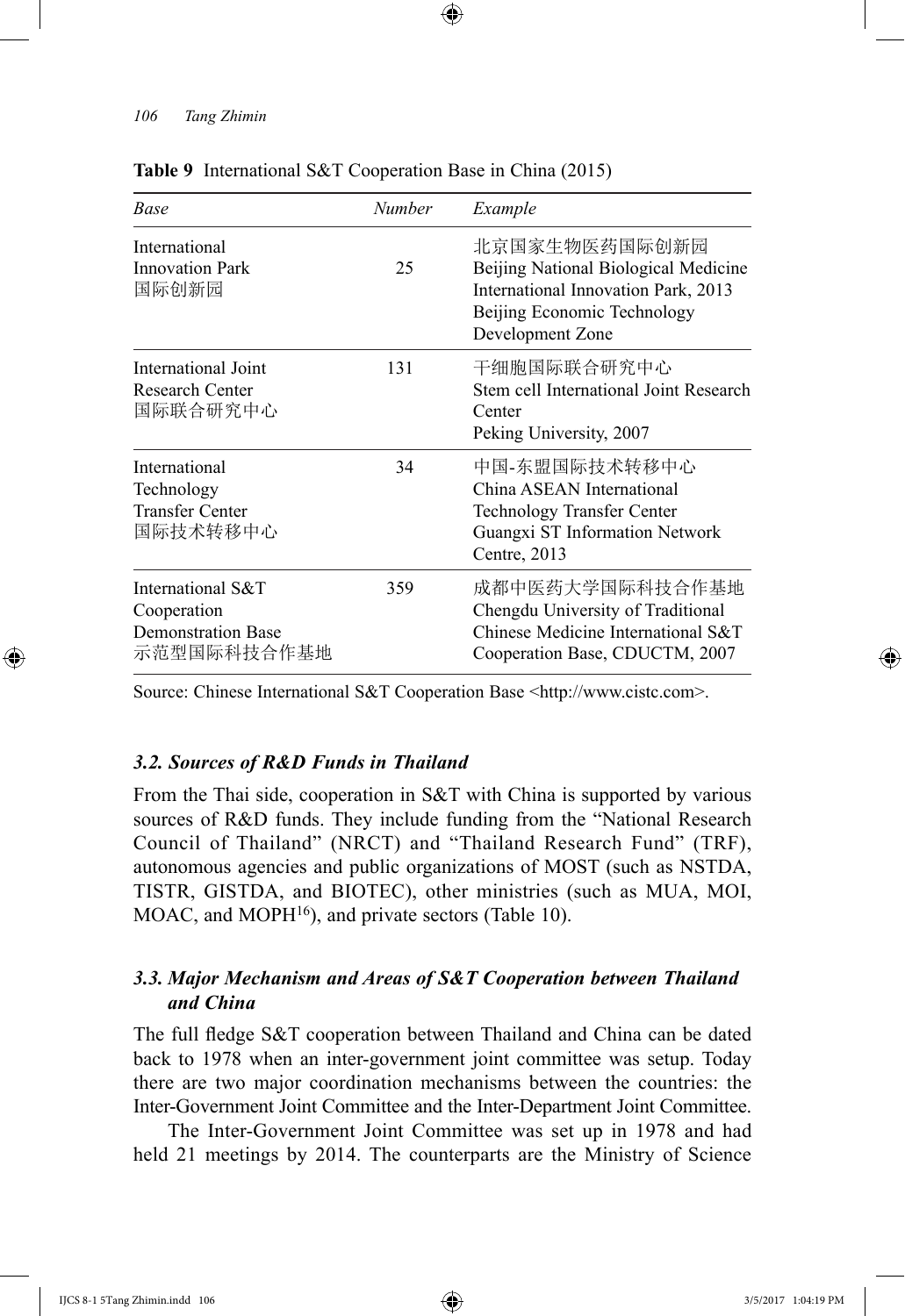**Table 9** International S&T Cooperation Base in China (2015)

| *Base* | *Number* | *Example* |
|---|---|---|
| International Innovation Park 国际创新园 | 25 | 北京国家生物医药国际创新园 Beijing National Biological Medicine International Innovation Park, 2013 Beijing Economic Technology Development Zone |
| International Joint Research Center 国际联合研究中心 | 131 | 干细胞国际联合研究中心 Stem cell International Joint Research Center Peking University, 2007 |
| International Technology Transfer Center 国际技术转移中心 | 34 | 中国-东盟国际技术转移中心 China ASEAN International Technology Transfer Center Guangxi ST Information Network Centre, 2013 |
| International S&T Cooperation Demonstration Base 示范型国际科技合作基地 | 359 | 成都中医药大学国际科技合作基地 Chengdu University of Traditional Chinese Medicine International S&T Cooperation Base, CDUCTM, 2007 |

Source: Chinese International S&T Cooperation Base <http://www.cistc.com>.

### *3.2. Sources of R&D Funds in Thailand*

From the Thai side, cooperation in S&T with China is supported by various sources of R&D funds. They include funding from the "National Research Council of Thailand" (NRCT) and "Thailand Research Fund" (TRF), autonomous agencies and public organizations of MOST (such as NSTDA, TISTR, GISTDA, and BIOTEC), other ministries (such as MUA, MOI, MOAC, and MOPH[16]), and private sectors (Table 10).

### *3.3. Major Mechanism and Areas of S&T Cooperation between Thailand and China*

The full fledge S&T cooperation between Thailand and China can be dated back to 1978 when an inter-government joint committee was setup. Today there are two major coordination mechanisms between the countries: the Inter-Government Joint Committee and the Inter-Department Joint Committee.

The Inter-Government Joint Committee was set up in 1978 and had held 21 meetings by 2014. The counterparts are the Ministry of Science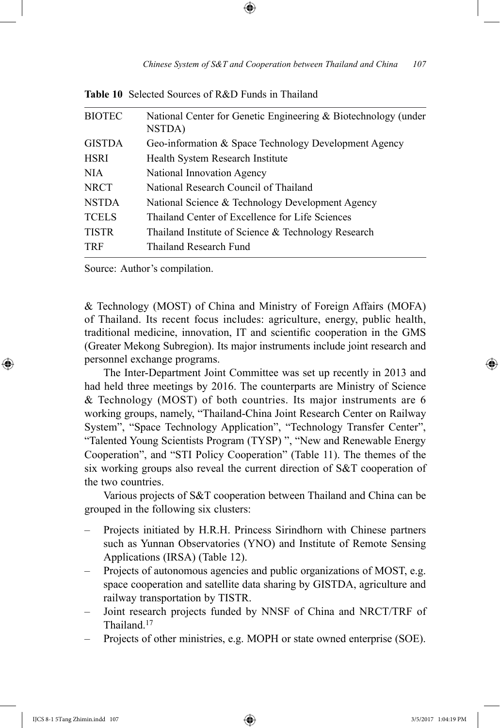**Table 10** Selected Sources of R&D Funds in Thailand

| | |
|---|---|
| BIOTEC | National Center for Genetic Engineering & Biotechnology (under NSTDA) |
| GISTDA | Geo-information & Space Technology Development Agency |
| HSRI | Health System Research Institute |
| NIA | National Innovation Agency |
| NRCT | National Research Council of Thailand |
| NSTDA | National Science & Technology Development Agency |
| TCELS | Thailand Center of Excellence for Life Sciences |
| TISTR | Thailand Institute of Science & Technology Research |
| TRF | Thailand Research Fund |

Source: Author's compilation.

& Technology (MOST) of China and Ministry of Foreign Affairs (MOFA) of Thailand. Its recent focus includes: agriculture, energy, public health, traditional medicine, innovation, IT and scientific cooperation in the GMS (Greater Mekong Subregion). Its major instruments include joint research and personnel exchange programs.

The Inter-Department Joint Committee was set up recently in 2013 and had held three meetings by 2016. The counterparts are Ministry of Science & Technology (MOST) of both countries. Its major instruments are 6 working groups, namely, "Thailand-China Joint Research Center on Railway System", "Space Technology Application", "Technology Transfer Center", "Talented Young Scientists Program (TYSP) ", "New and Renewable Energy Cooperation", and "STI Policy Cooperation" (Table 11). The themes of the six working groups also reveal the current direction of S&T cooperation of the two countries.

Various projects of S&T cooperation between Thailand and China can be grouped in the following six clusters:

- Projects initiated by H.R.H. Princess Sirindhorn with Chinese partners such as Yunnan Observatories (YNO) and Institute of Remote Sensing Applications (IRSA) (Table 12).
- Projects of autonomous agencies and public organizations of MOST, e.g. space cooperation and satellite data sharing by GISTDA, agriculture and railway transportation by TISTR.
- Joint research projects funded by NNSF of China and NRCT/TRF of Thailand.[17]
- Projects of other ministries, e.g. MOPH or state owned enterprise (SOE).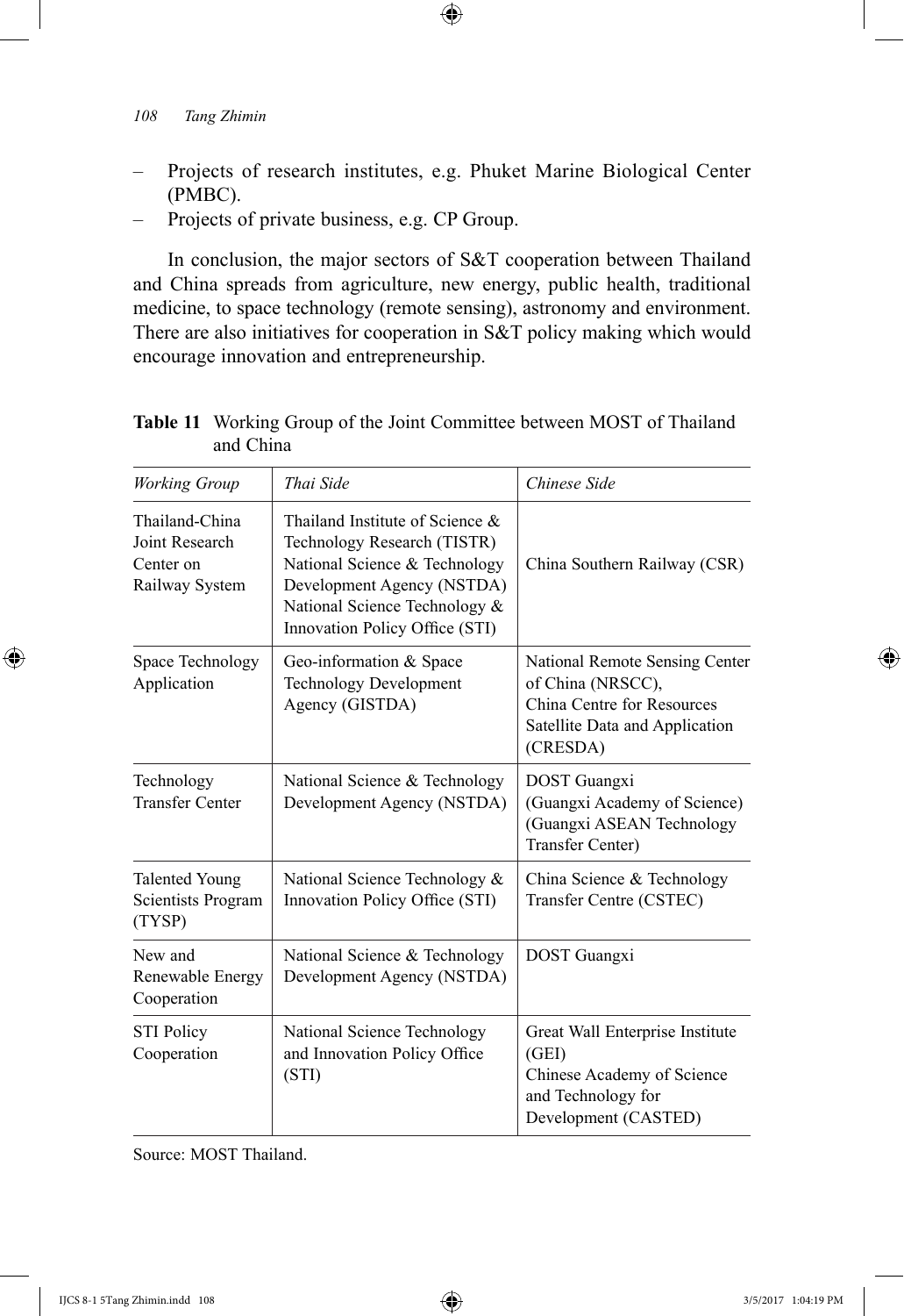- Projects of research institutes, e.g. Phuket Marine Biological Center (PMBC).
- Projects of private business, e.g. CP Group.

In conclusion, the major sectors of S&T cooperation between Thailand and China spreads from agriculture, new energy, public health, traditional medicine, to space technology (remote sensing), astronomy and environment. There are also initiatives for cooperation in S&T policy making which would encourage innovation and entrepreneurship.

**Table 11** Working Group of the Joint Committee between MOST of Thailand and China

| *Working Group* | *Thai Side* | *Chinese Side* |
|---|---|---|
| Thailand-China Joint Research Center on Railway System | Thailand Institute of Science & Technology Research (TISTR) National Science & Technology Development Agency (NSTDA) National Science Technology & Innovation Policy Office (STI) | China Southern Railway (CSR) |
| Space Technology Application | Geo-information & Space Technology Development Agency (GISTDA) | National Remote Sensing Center of China (NRSCC), China Centre for Resources Satellite Data and Application (CRESDA) |
| Technology Transfer Center | National Science & Technology Development Agency (NSTDA) | DOST Guangxi (Guangxi Academy of Science) (Guangxi ASEAN Technology Transfer Center) |
| Talented Young Scientists Program (TYSP) | National Science Technology & Innovation Policy Office (STI) | China Science & Technology Transfer Centre (CSTEC) |
| New and Renewable Energy Cooperation | National Science & Technology Development Agency (NSTDA) | DOST Guangxi |
| STI Policy Cooperation | National Science Technology and Innovation Policy Office (STI) | Great Wall Enterprise Institute (GEI) Chinese Academy of Science and Technology for Development (CASTED) |

Source: MOST Thailand.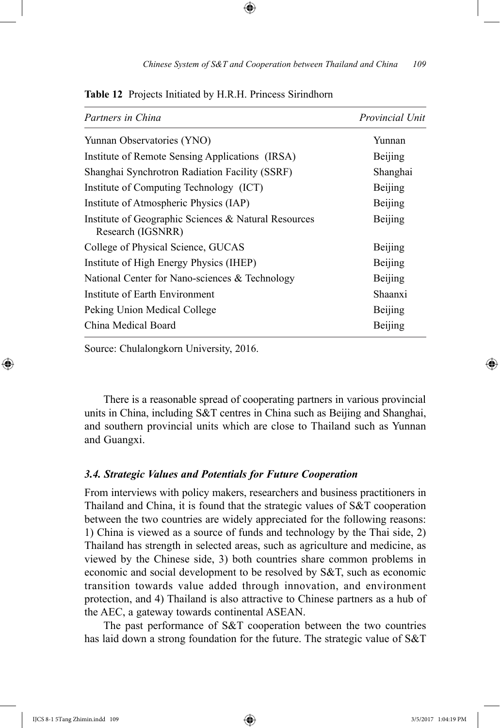**Table 12** Projects Initiated by H.R.H. Princess Sirindhorn

| *Partners in China* | *Provincial Unit* |
|---|---|
| Yunnan Observatories (YNO) | Yunnan |
| Institute of Remote Sensing Applications (IRSA) | Beijing |
| Shanghai Synchrotron Radiation Facility (SSRF) | Shanghai |
| Institute of Computing Technology (ICT) | Beijing |
| Institute of Atmospheric Physics (IAP) | Beijing |
| Institute of Geographic Sciences & Natural Resources Research (IGSNRR) | Beijing |
| College of Physical Science, GUCAS | Beijing |
| Institute of High Energy Physics (IHEP) | Beijing |
| National Center for Nano-sciences & Technology | Beijing |
| Institute of Earth Environment | Shaanxi |
| Peking Union Medical College | Beijing |
| China Medical Board | Beijing |

Source: Chulalongkorn University, 2016.

There is a reasonable spread of cooperating partners in various provincial units in China, including S&T centres in China such as Beijing and Shanghai, and southern provincial units which are close to Thailand such as Yunnan and Guangxi.

### *3.4. Strategic Values and Potentials for Future Cooperation*

From interviews with policy makers, researchers and business practitioners in Thailand and China, it is found that the strategic values of S&T cooperation between the two countries are widely appreciated for the following reasons: 1) China is viewed as a source of funds and technology by the Thai side, 2) Thailand has strength in selected areas, such as agriculture and medicine, as viewed by the Chinese side, 3) both countries share common problems in economic and social development to be resolved by S&T, such as economic transition towards value added through innovation, and environment protection, and 4) Thailand is also attractive to Chinese partners as a hub of the AEC, a gateway towards continental ASEAN.

The past performance of S&T cooperation between the two countries has laid down a strong foundation for the future. The strategic value of S&T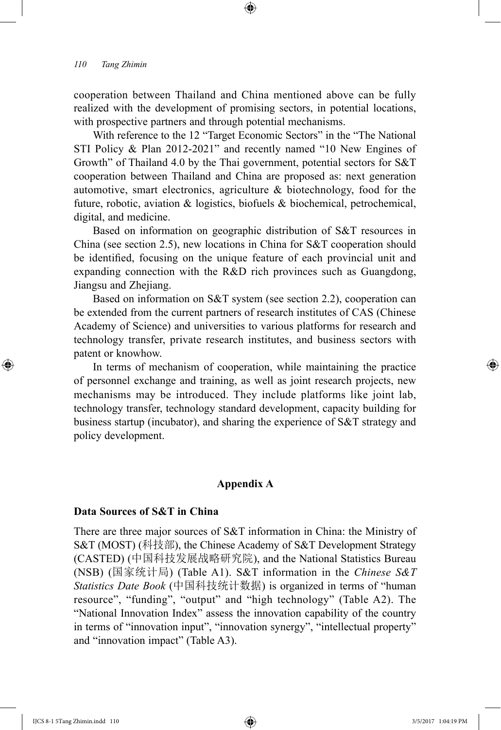cooperation between Thailand and China mentioned above can be fully realized with the development of promising sectors, in potential locations, with prospective partners and through potential mechanisms.

With reference to the 12 "Target Economic Sectors" in the "The National STI Policy & Plan 2012-2021" and recently named "10 New Engines of Growth" of Thailand 4.0 by the Thai government, potential sectors for S&T cooperation between Thailand and China are proposed as: next generation automotive, smart electronics, agriculture & biotechnology, food for the future, robotic, aviation & logistics, biofuels & biochemical, petrochemical, digital, and medicine.

Based on information on geographic distribution of S&T resources in China (see section 2.5), new locations in China for S&T cooperation should be identified, focusing on the unique feature of each provincial unit and expanding connection with the R&D rich provinces such as Guangdong, Jiangsu and Zhejiang.

Based on information on S&T system (see section 2.2), cooperation can be extended from the current partners of research institutes of CAS (Chinese Academy of Science) and universities to various platforms for research and technology transfer, private research institutes, and business sectors with patent or knowhow.

In terms of mechanism of cooperation, while maintaining the practice of personnel exchange and training, as well as joint research projects, new mechanisms may be introduced. They include platforms like joint lab, technology transfer, technology standard development, capacity building for business startup (incubator), and sharing the experience of S&T strategy and policy development.

## Appendix A

### Data Sources of S&T in China

There are three major sources of S&T information in China: the Ministry of S&T (MOST) (科技部), the Chinese Academy of S&T Development Strategy (CASTED) (中国科技发展战略研究院), and the National Statistics Bureau (NSB) (国家统计局) (Table A1). S&T information in the *Chinese S&T Statistics Date Book* (中国科技统计数据) is organized in terms of "human resource", "funding", "output" and "high technology" (Table A2). The "National Innovation Index" assess the innovation capability of the country in terms of "innovation input", "innovation synergy", "intellectual property" and "innovation impact" (Table A3).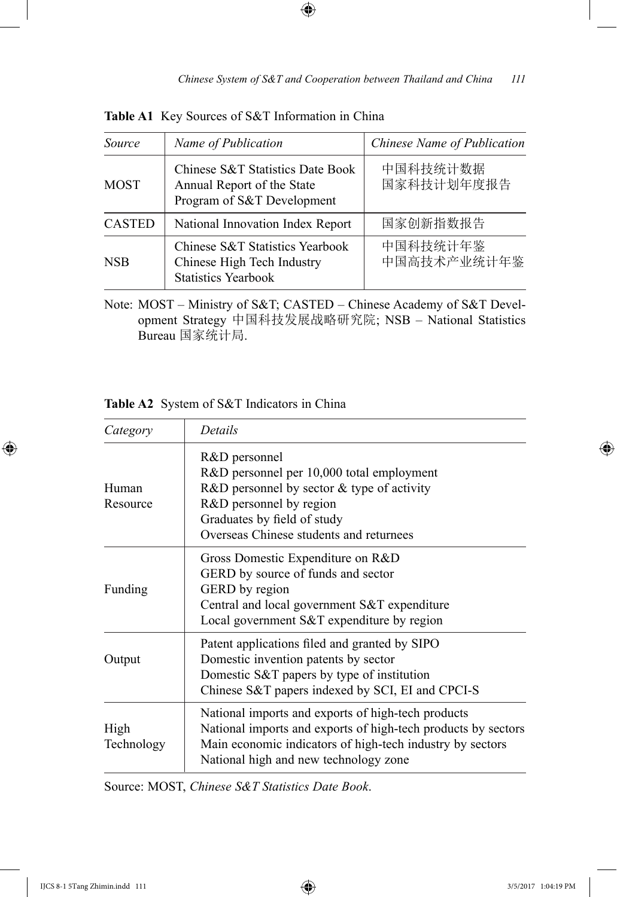**Table A1** Key Sources of S&T Information in China

| *Source* | *Name of Publication* | *Chinese Name of Publication* |
|---|---|---|
| MOST | Chinese S&T Statistics Date Book<br>Annual Report of the State Program of S&T Development | 中国科技统计数据<br>国家科技计划年度报告 |
| CASTED | National Innovation Index Report | 国家创新指数报告 |
| NSB | Chinese S&T Statistics Yearbook<br>Chinese High Tech Industry Statistics Yearbook | 中国科技统计年鉴<br>中国高技术产业统计年鉴 |

Note: MOST – Ministry of S&T; CASTED – Chinese Academy of S&T Development Strategy 中国科技发展战略研究院; NSB – National Statistics Bureau 国家统计局.

**Table A2** System of S&T Indicators in China

| *Category* | *Details* |
|---|---|
| Human Resource | R&D personnel<br>R&D personnel per 10,000 total employment<br>R&D personnel by sector & type of activity<br>R&D personnel by region<br>Graduates by field of study<br>Overseas Chinese students and returnees |
| Funding | Gross Domestic Expenditure on R&D<br>GERD by source of funds and sector<br>GERD by region<br>Central and local government S&T expenditure<br>Local government S&T expenditure by region |
| Output | Patent applications filed and granted by SIPO<br>Domestic invention patents by sector<br>Domestic S&T papers by type of institution<br>Chinese S&T papers indexed by SCI, EI and CPCI-S |
| High Technology | National imports and exports of high-tech products<br>National imports and exports of high-tech products by sectors<br>Main economic indicators of high-tech industry by sectors<br>National high and new technology zone |

Source: MOST, *Chinese S&T Statistics Date Book*.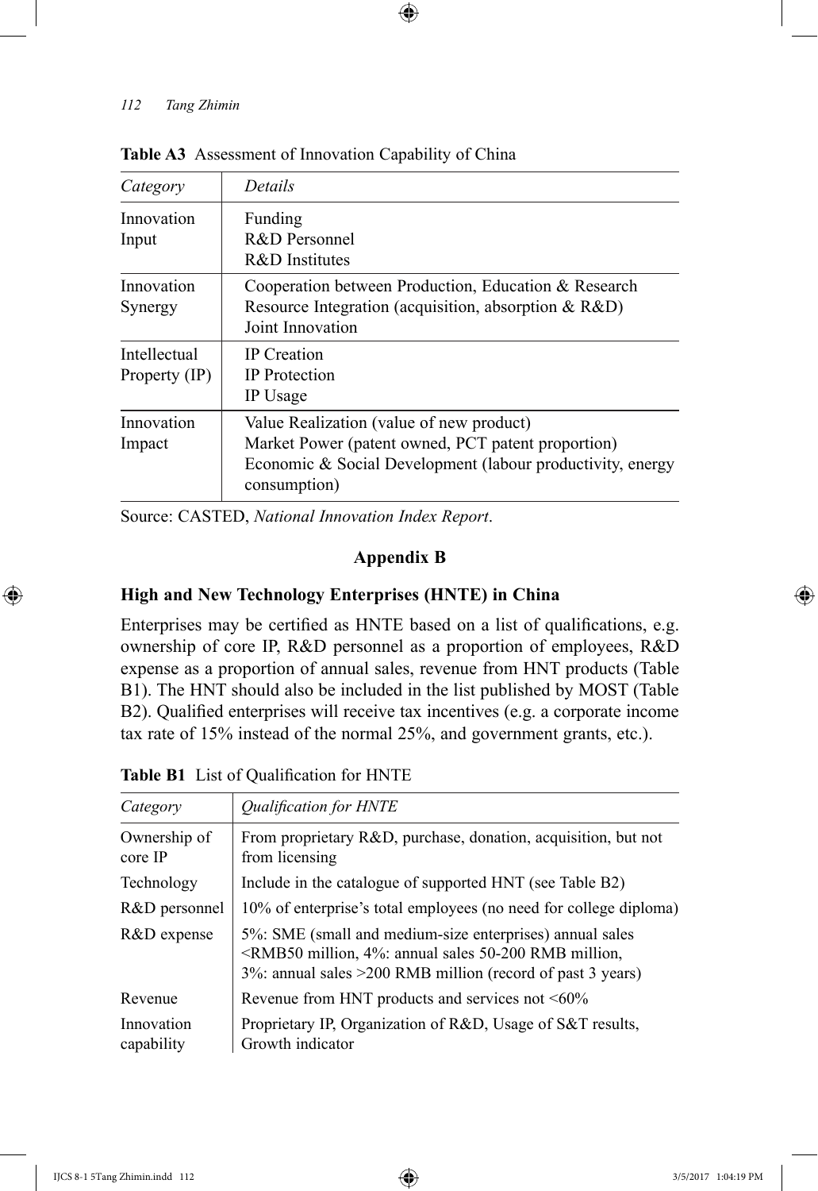**Table A3** Assessment of Innovation Capability of China

| *Category* | *Details* |
| --- | --- |
| Innovation Input | Funding<br>R&D Personnel<br>R&D Institutes |
| Innovation Synergy | Cooperation between Production, Education & Research<br>Resource Integration (acquisition, absorption & R&D)<br>Joint Innovation |
| Intellectual Property (IP) | IP Creation<br>IP Protection<br>IP Usage |
| Innovation Impact | Value Realization (value of new product)<br>Market Power (patent owned, PCT patent proportion)<br>Economic & Social Development (labour productivity, energy consumption) |

Source: CASTED, *National Innovation Index Report*.

## Appendix B

### High and New Technology Enterprises (HNTE) in China

Enterprises may be certified as HNTE based on a list of qualifications, e.g. ownership of core IP, R&D personnel as a proportion of employees, R&D expense as a proportion of annual sales, revenue from HNT products (Table B1). The HNT should also be included in the list published by MOST (Table B2). Qualified enterprises will receive tax incentives (e.g. a corporate income tax rate of 15% instead of the normal 25%, and government grants, etc.).

**Table B1** List of Qualification for HNTE

| *Category* | *Qualification for HNTE* |
| --- | --- |
| Ownership of core IP | From proprietary R&D, purchase, donation, acquisition, but not from licensing |
| Technology | Include in the catalogue of supported HNT (see Table B2) |
| R&D personnel | 10% of enterprise's total employees (no need for college diploma) |
| R&D expense | 5%: SME (small and medium-size enterprises) annual sales <RMB50 million, 4%: annual sales 50-200 RMB million, 3%: annual sales >200 RMB million (record of past 3 years) |
| Revenue | Revenue from HNT products and services not <60% |
| Innovation capability | Proprietary IP, Organization of R&D, Usage of S&T results, Growth indicator |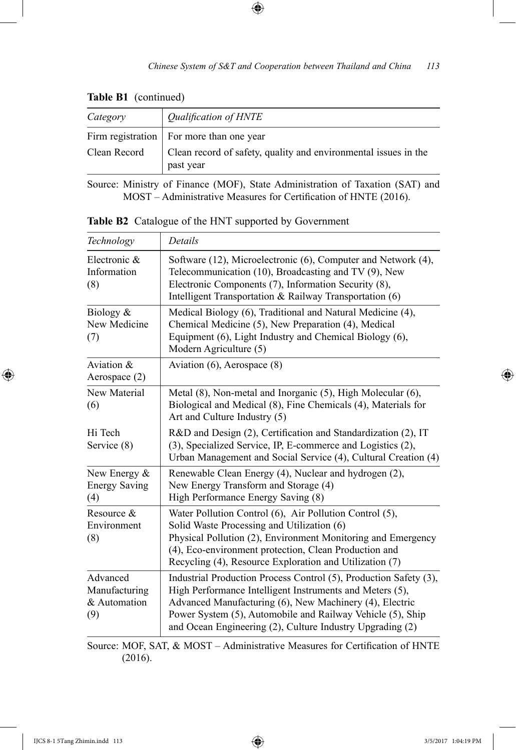**Table B1** (continued)

| *Category* | *Qualification of HNTE* |
|---|---|
| Firm registration | For more than one year |
| Clean Record | Clean record of safety, quality and environmental issues in the past year |

Source: Ministry of Finance (MOF), State Administration of Taxation (SAT) and MOST – Administrative Measures for Certification of HNTE (2016).

**Table B2** Catalogue of the HNT supported by Government

| *Technology* | *Details* |
|---|---|
| Electronic & Information (8) | Software (12), Microelectronic (6), Computer and Network (4), Telecommunication (10), Broadcasting and TV (9), New Electronic Components (7), Information Security (8), Intelligent Transportation & Railway Transportation (6) |
| Biology & New Medicine (7) | Medical Biology (6), Traditional and Natural Medicine (4), Chemical Medicine (5), New Preparation (4), Medical Equipment (6), Light Industry and Chemical Biology (6), Modern Agriculture (5) |
| Aviation & Aerospace (2) | Aviation (6), Aerospace (8) |
| New Material (6) | Metal (8), Non-metal and Inorganic (5), High Molecular (6), Biological and Medical (8), Fine Chemicals (4), Materials for Art and Culture Industry (5) |
| Hi Tech Service (8) | R&D and Design (2), Certification and Standardization (2), IT (3), Specialized Service, IP, E-commerce and Logistics (2), Urban Management and Social Service (4), Cultural Creation (4) |
| New Energy & Energy Saving (4) | Renewable Clean Energy (4), Nuclear and hydrogen (2), New Energy Transform and Storage (4) High Performance Energy Saving (8) |
| Resource & Environment (8) | Water Pollution Control (6), Air Pollution Control (5), Solid Waste Processing and Utilization (6) Physical Pollution (2), Environment Monitoring and Emergency (4), Eco-environment protection, Clean Production and Recycling (4), Resource Exploration and Utilization (7) |
| Advanced Manufacturing & Automation (9) | Industrial Production Process Control (5), Production Safety (3), High Performance Intelligent Instruments and Meters (5), Advanced Manufacturing (6), New Machinery (4), Electric Power System (5), Automobile and Railway Vehicle (5), Ship and Ocean Engineering (2), Culture Industry Upgrading (2) |

Source: MOF, SAT, & MOST – Administrative Measures for Certification of HNTE (2016).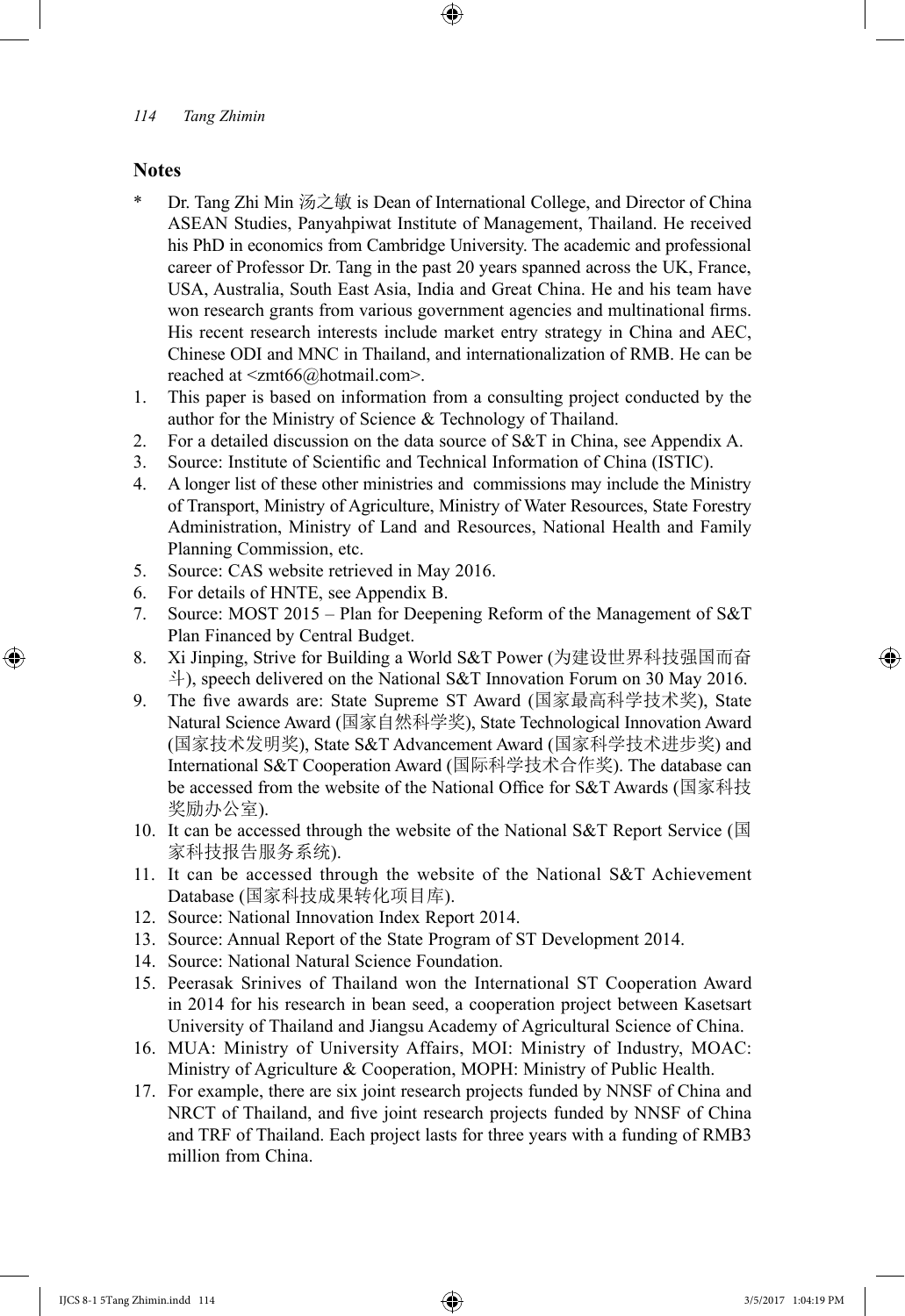## Notes

\* Dr. Tang Zhi Min 汤之敏 is Dean of International College, and Director of China ASEAN Studies, Panyahpiwat Institute of Management, Thailand. He received his PhD in economics from Cambridge University. The academic and professional career of Professor Dr. Tang in the past 20 years spanned across the UK, France, USA, Australia, South East Asia, India and Great China. He and his team have won research grants from various government agencies and multinational firms. His recent research interests include market entry strategy in China and AEC, Chinese ODI and MNC in Thailand, and internationalization of RMB. He can be reached at <zmt66@hotmail.com>.

1. This paper is based on information from a consulting project conducted by the author for the Ministry of Science & Technology of Thailand.
2. For a detailed discussion on the data source of S&T in China, see Appendix A.
3. Source: Institute of Scientific and Technical Information of China (ISTIC).
4. A longer list of these other ministries and commissions may include the Ministry of Transport, Ministry of Agriculture, Ministry of Water Resources, State Forestry Administration, Ministry of Land and Resources, National Health and Family Planning Commission, etc.
5. Source: CAS website retrieved in May 2016.
6. For details of HNTE, see Appendix B.
7. Source: MOST 2015 – Plan for Deepening Reform of the Management of S&T Plan Financed by Central Budget.
8. Xi Jinping, Strive for Building a World S&T Power (为建设世界科技强国而奋斗), speech delivered on the National S&T Innovation Forum on 30 May 2016.
9. The five awards are: State Supreme ST Award (国家最高科学技术奖), State Natural Science Award (国家自然科学奖), State Technological Innovation Award (国家技术发明奖), State S&T Advancement Award (国家科学技术进步奖) and International S&T Cooperation Award (国际科学技术合作奖). The database can be accessed from the website of the National Office for S&T Awards (国家科技奖励办公室).
10. It can be accessed through the website of the National S&T Report Service (国家科技报告服务系统).
11. It can be accessed through the website of the National S&T Achievement Database (国家科技成果转化项目库).
12. Source: National Innovation Index Report 2014.
13. Source: Annual Report of the State Program of ST Development 2014.
14. Source: National Natural Science Foundation.
15. Peerasak Srinives of Thailand won the International ST Cooperation Award in 2014 for his research in bean seed, a cooperation project between Kasetsart University of Thailand and Jiangsu Academy of Agricultural Science of China.
16. MUA: Ministry of University Affairs, MOI: Ministry of Industry, MOAC: Ministry of Agriculture & Cooperation, MOPH: Ministry of Public Health.
17. For example, there are six joint research projects funded by NNSF of China and NRCT of Thailand, and five joint research projects funded by NNSF of China and TRF of Thailand. Each project lasts for three years with a funding of RMB3 million from China.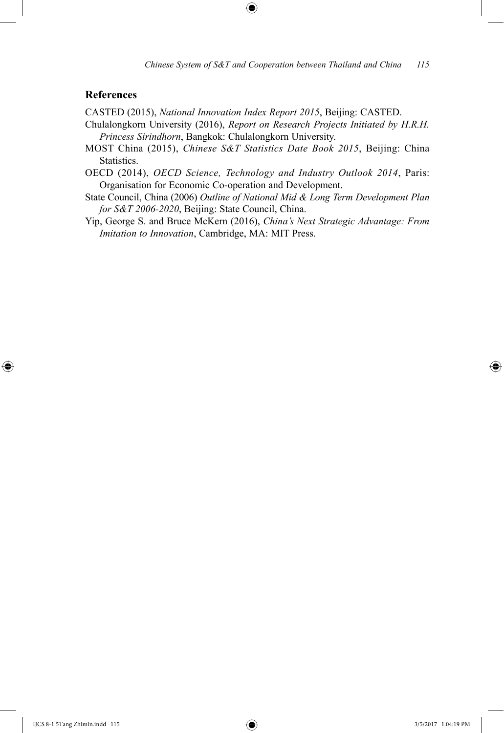## References

CASTED (2015), *National Innovation Index Report 2015*, Beijing: CASTED.

Chulalongkorn University (2016), *Report on Research Projects Initiated by H.R.H. Princess Sirindhorn*, Bangkok: Chulalongkorn University.

MOST China (2015), *Chinese S&T Statistics Date Book 2015*, Beijing: China Statistics.

OECD (2014), *OECD Science, Technology and Industry Outlook 2014*, Paris: Organisation for Economic Co-operation and Development.

State Council, China (2006) *Outline of National Mid & Long Term Development Plan for S&T 2006-2020*, Beijing: State Council, China.

Yip, George S. and Bruce McKern (2016), *China's Next Strategic Advantage: From Imitation to Innovation*, Cambridge, MA: MIT Press.